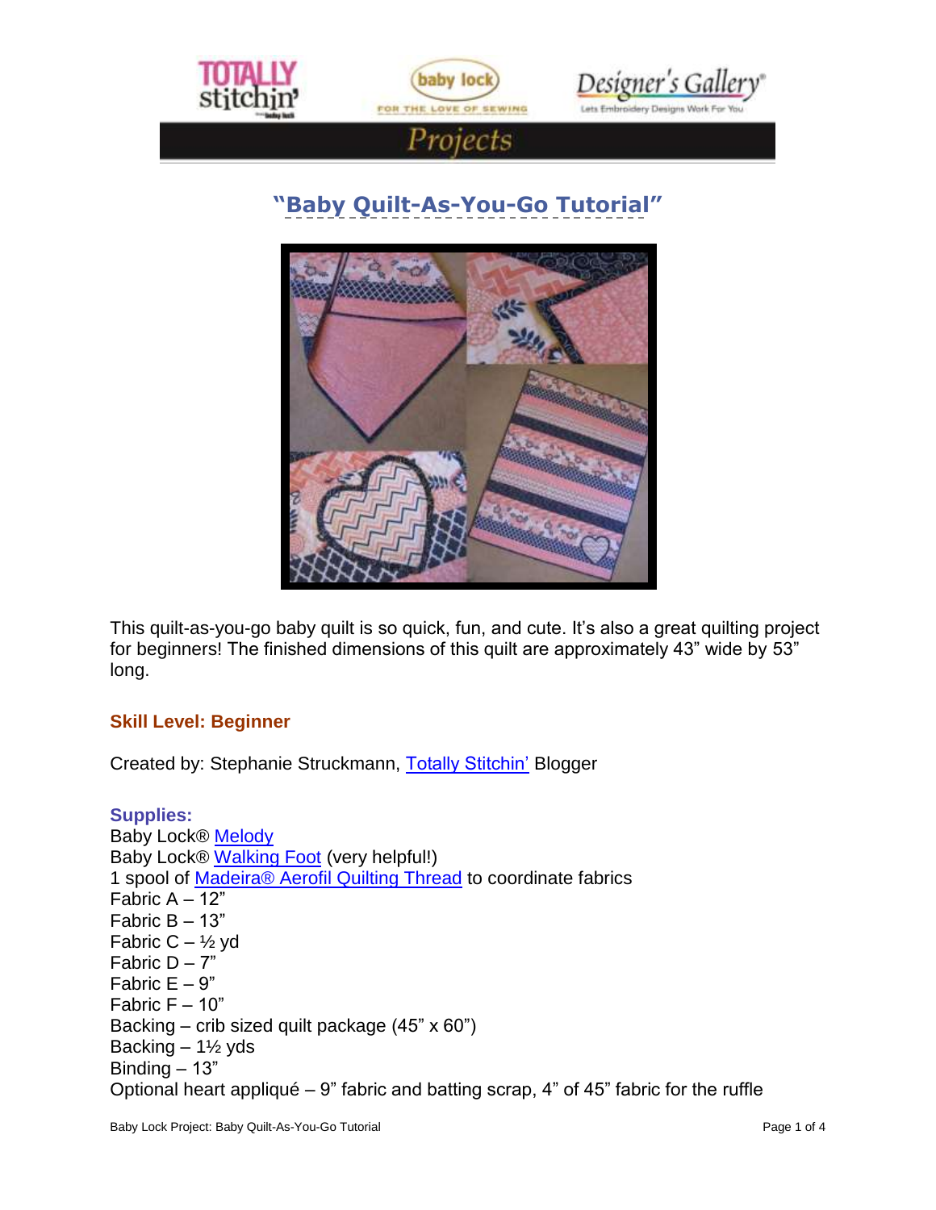# "Baby Quilt-As-You-Go Tutorial"

This quilt-as-you-go baby quilt is so quick, fun, and cute. It's also a great quilting project for beginners! The finished dimensions of this quilt are approximately 43" wide by 53" long.

**Skill Level: Beginner**

Created by: Stephanie Struckmann, Totally Stitchin' Blogger

**Supplies:**

Baby Lock® Melody
Baby Lock® Walking Foot (very helpful!)
1 spool of Madeira® Aerofil Quilting Thread to coordinate fabrics
Fabric A – 12"
Fabric B – 13"
Fabric C – ½ yd
Fabric D – 7"
Fabric E – 9"
Fabric F – 10"
Backing – crib sized quilt package (45" x 60")
Backing – 1½ yds
Binding – 13"
Optional heart appliqué – 9" fabric and batting scrap, 4" of 45" fabric for the ruffle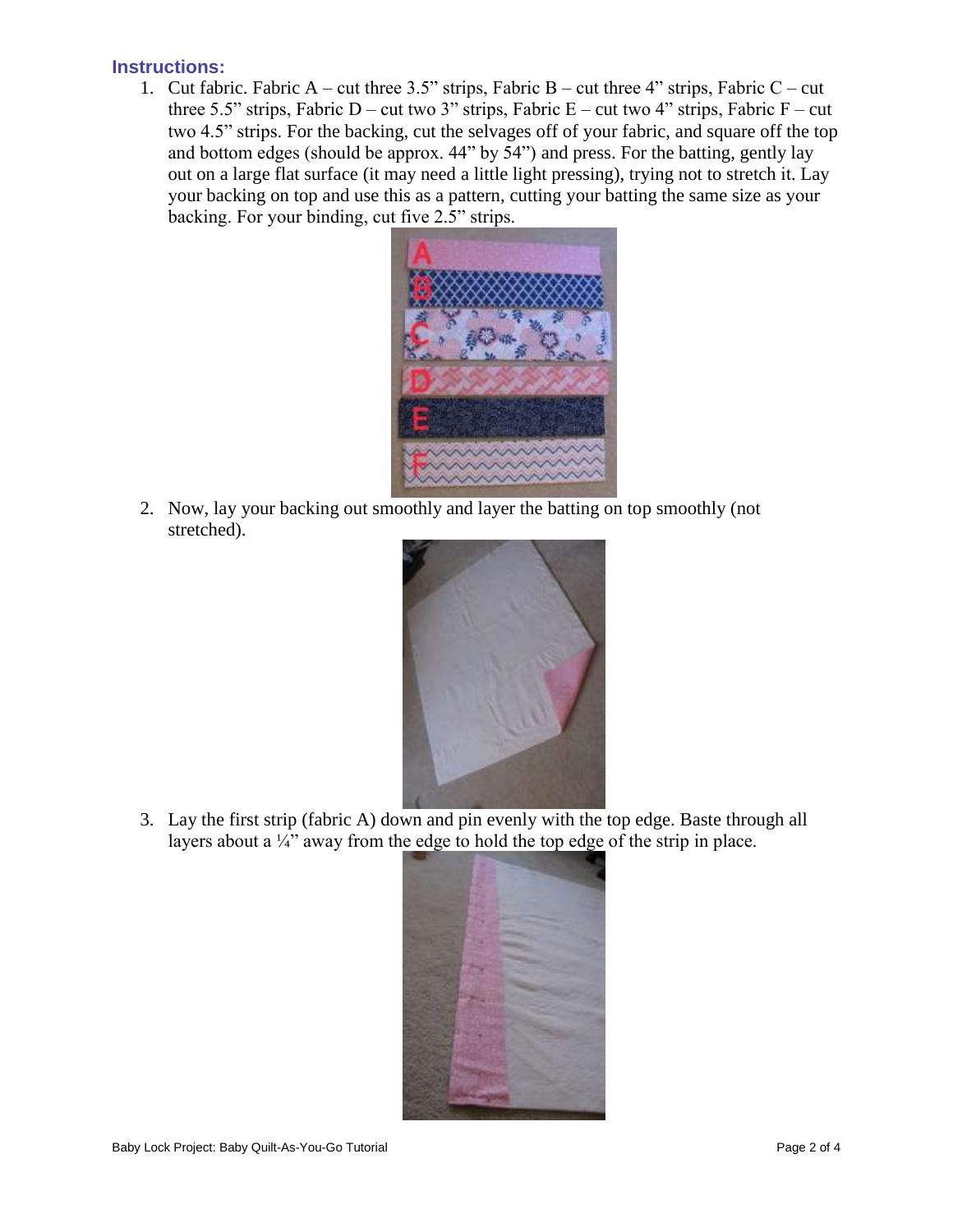### Instructions:

1. Cut fabric. Fabric A – cut three 3.5" strips, Fabric B – cut three 4" strips, Fabric C – cut three 5.5" strips, Fabric D – cut two 3" strips, Fabric E – cut two 4" strips, Fabric F – cut two 4.5" strips. For the backing, cut the selvages off of your fabric, and square off the top and bottom edges (should be approx. 44" by 54") and press. For the batting, gently lay out on a large flat surface (it may need a little light pressing), trying not to stretch it. Lay your backing on top and use this as a pattern, cutting your batting the same size as your backing. For your binding, cut five 2.5" strips.

2. Now, lay your backing out smoothly and layer the batting on top smoothly (not stretched).

3. Lay the first strip (fabric A) down and pin evenly with the top edge. Baste through all layers about a ¼" away from the edge to hold the top edge of the strip in place.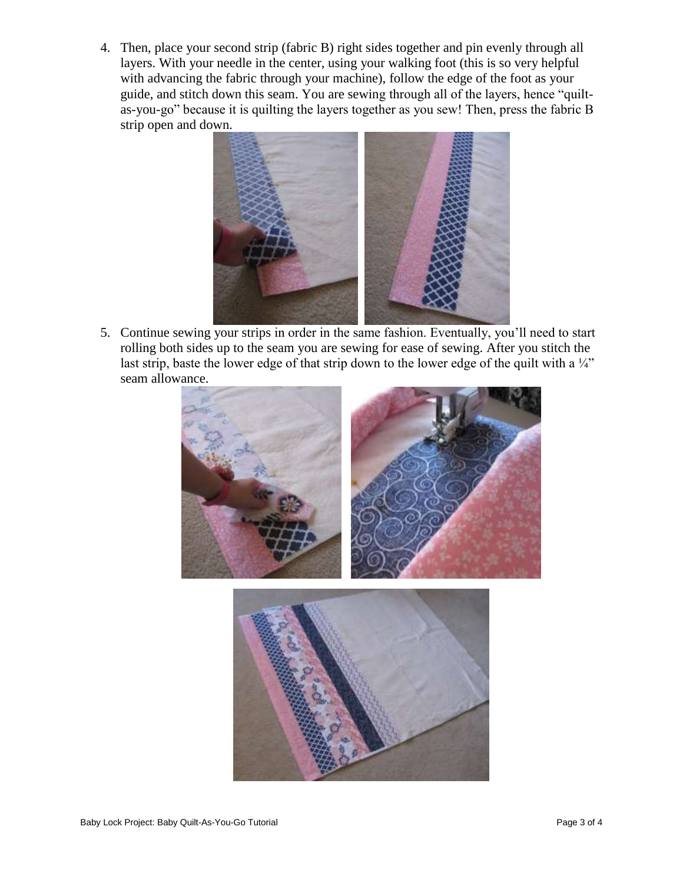4. Then, place your second strip (fabric B) right sides together and pin evenly through all layers. With your needle in the center, using your walking foot (this is so very helpful with advancing the fabric through your machine), follow the edge of the foot as your guide, and stitch down this seam. You are sewing through all of the layers, hence "quilt-as-you-go" because it is quilting the layers together as you sew! Then, press the fabric B strip open and down.

5. Continue sewing your strips in order in the same fashion. Eventually, you'll need to start rolling both sides up to the seam you are sewing for ease of sewing. After you stitch the last strip, baste the lower edge of that strip down to the lower edge of the quilt with a ¼" seam allowance.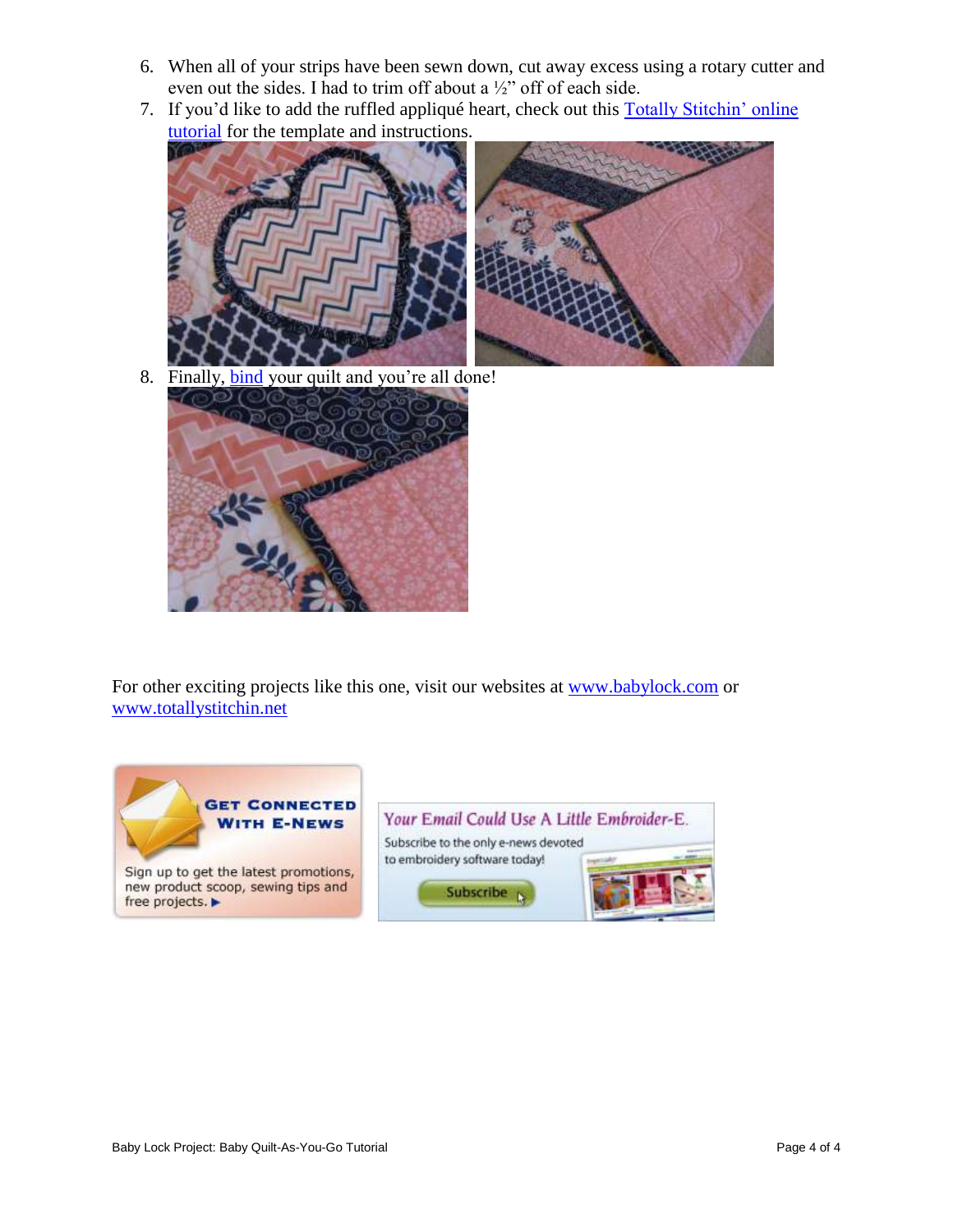6. When all of your strips have been sewn down, cut away excess using a rotary cutter and even out the sides. I had to trim off about a ½" off of each side.
7. If you'd like to add the ruffled appliqué heart, check out this Totally Stitchin' online tutorial for the template and instructions.
8. Finally, bind your quilt and you're all done!

For other exciting projects like this one, visit our websites at www.babylock.com or www.totallystitchin.net

**GET CONNECTED WITH E-NEWS**

Sign up to get the latest promotions, new product scoop, sewing tips and free projects. ▶

*Your Email Could Use A Little Embroider-E.*

Subscribe to the only e-news devoted to embroidery software today!

Subscribe